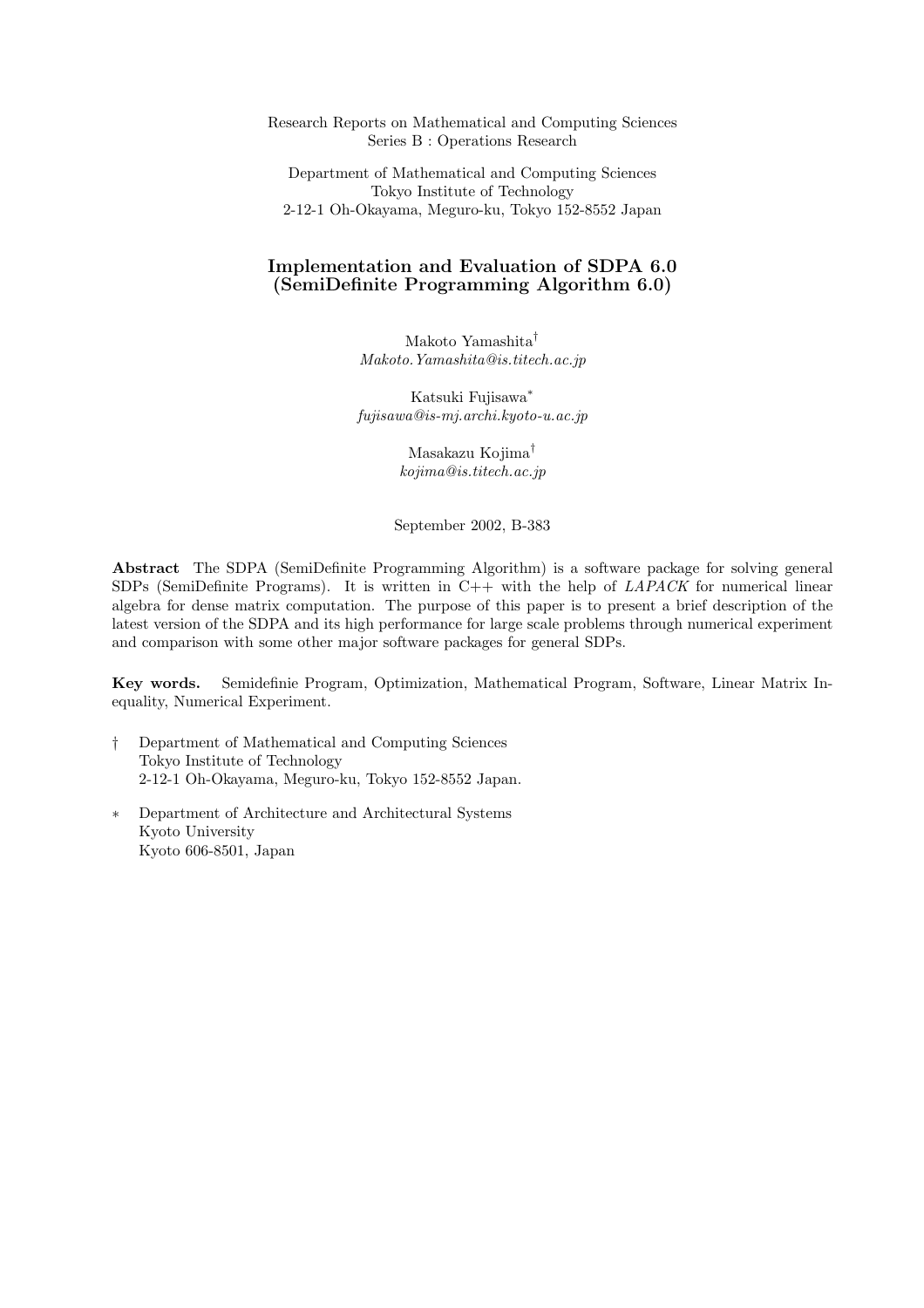Research Reports on Mathematical and Computing Sciences
Series B : Operations Research

Department of Mathematical and Computing Sciences
Tokyo Institute of Technology
2-12-1 Oh-Okayama, Meguro-ku, Tokyo 152-8552 Japan

# Implementation and Evaluation of SDPA 6.0 (SemiDefinite Programming Algorithm 6.0)

Makoto Yamashita[†]
*Makoto.Yamashita@is.titech.ac.jp*

Katsuki Fujisawa[∗]
*fujisawa@is-mj.archi.kyoto-u.ac.jp*

Masakazu Kojima[†]
*kojima@is.titech.ac.jp*

September 2002, B-383

**Abstract** The SDPA (SemiDefinite Programming Algorithm) is a software package for solving general SDPs (SemiDefinite Programs). It is written in C++ with the help of *LAPACK* for numerical linear algebra for dense matrix computation. The purpose of this paper is to present a brief description of the latest version of the SDPA and its high performance for large scale problems through numerical experiment and comparison with some other major software packages for general SDPs.

**Key words.** Semidefinie Program, Optimization, Mathematical Program, Software, Linear Matrix Inequality, Numerical Experiment.

† Department of Mathematical and Computing Sciences
Tokyo Institute of Technology
2-12-1 Oh-Okayama, Meguro-ku, Tokyo 152-8552 Japan.

∗ Department of Architecture and Architectural Systems
Kyoto University
Kyoto 606-8501, Japan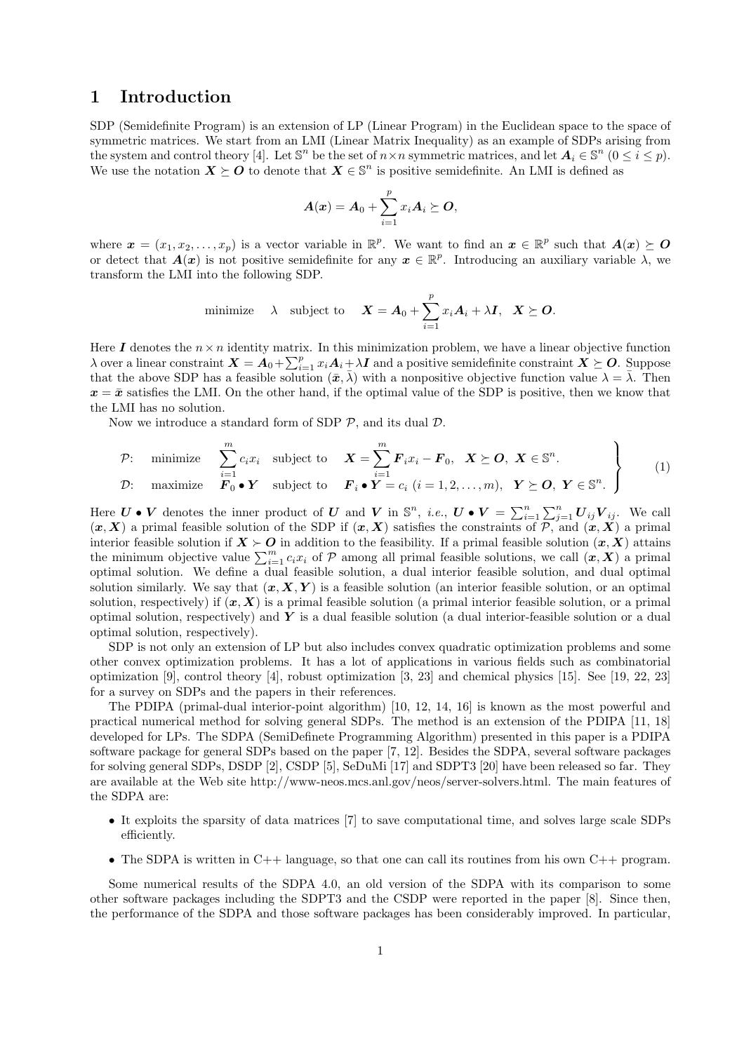# 1 Introduction

SDP (Semidefinite Program) is an extension of LP (Linear Program) in the Euclidean space to the space of symmetric matrices. We start from an LMI (Linear Matrix Inequality) as an example of SDPs arising from the system and control theory [4]. Let $\mathbb{S}^n$ be the set of $n \times n$ symmetric matrices, and let $\boldsymbol{A}_i \in \mathbb{S}^n$ $(0 \leq i \leq p)$. We use the notation $\boldsymbol{X} \succeq \boldsymbol{O}$ to denote that $\boldsymbol{X} \in \mathbb{S}^n$ is positive semidefinite. An LMI is defined as

$$\boldsymbol{A}(\boldsymbol{x}) = \boldsymbol{A}_0 + \sum_{i=1}^{p} x_i \boldsymbol{A}_i \succeq \boldsymbol{O},$$

where $\boldsymbol{x} = (x_1, x_2, \ldots, x_p)$ is a vector variable in $\mathbb{R}^p$. We want to find an $\boldsymbol{x} \in \mathbb{R}^p$ such that $\boldsymbol{A}(\boldsymbol{x}) \succeq \boldsymbol{O}$ or detect that $\boldsymbol{A}(\boldsymbol{x})$ is not positive semidefinite for any $\boldsymbol{x} \in \mathbb{R}^p$. Introducing an auxiliary variable $\lambda$, we transform the LMI into the following SDP.

$$\text{minimize} \quad \lambda \quad \text{subject to} \quad \boldsymbol{X} = \boldsymbol{A}_0 + \sum_{i=1}^{p} x_i \boldsymbol{A}_i + \lambda \boldsymbol{I}, \quad \boldsymbol{X} \succeq \boldsymbol{O}.$$

Here $\boldsymbol{I}$ denotes the $n \times n$ identity matrix. In this minimization problem, we have a linear objective function $\lambda$ over a linear constraint $\boldsymbol{X} = \boldsymbol{A}_0 + \sum_{i=1}^{p} x_i \boldsymbol{A}_i + \lambda \boldsymbol{I}$ and a positive semidefinite constraint $\boldsymbol{X} \succeq \boldsymbol{O}$. Suppose that the above SDP has a feasible solution $(\bar{\boldsymbol{x}}, \bar{\lambda})$ with a nonpositive objective function value $\lambda = \bar{\lambda}$. Then $\boldsymbol{x} = \bar{\boldsymbol{x}}$ satisfies the LMI. On the other hand, if the optimal value of the SDP is positive, then we know that the LMI has no solution.

Now we introduce a standard form of SDP $\mathcal{P}$, and its dual $\mathcal{D}$.

$$\left.\begin{array}{llll} \mathcal{P}: & \text{minimize} & \displaystyle\sum_{i=1}^{m} c_i x_i & \text{subject to} \quad \boldsymbol{X} = \displaystyle\sum_{i=1}^{m} \boldsymbol{F}_i x_i - \boldsymbol{F}_0, \quad \boldsymbol{X} \succeq \boldsymbol{O}, \ \boldsymbol{X} \in \mathbb{S}^n. \\ \mathcal{D}: & \text{maximize} & \boldsymbol{F}_0 \bullet \boldsymbol{Y} & \text{subject to} \quad \boldsymbol{F}_i \bullet \boldsymbol{Y} = c_i \ (i = 1, 2, \ldots, m), \quad \boldsymbol{Y} \succeq \boldsymbol{O}, \ \boldsymbol{Y} \in \mathbb{S}^n. \end{array}\right\} \tag{1}$$

Here $\boldsymbol{U} \bullet \boldsymbol{V}$ denotes the inner product of $\boldsymbol{U}$ and $\boldsymbol{V}$ in $\mathbb{S}^n$, *i.e.*, $\boldsymbol{U} \bullet \boldsymbol{V} = \sum_{i=1}^{n} \sum_{j=1}^{n} \boldsymbol{U}_{ij} \boldsymbol{V}_{ij}$. We call $(\boldsymbol{x}, \boldsymbol{X})$ a primal feasible solution of the SDP if $(\boldsymbol{x}, \boldsymbol{X})$ satisfies the constraints of $\mathcal{P}$, and $(\boldsymbol{x}, \boldsymbol{X})$ a primal interior feasible solution if $\boldsymbol{X} \succ \boldsymbol{O}$ in addition to the feasibility. If a primal feasible solution $(\boldsymbol{x}, \boldsymbol{X})$ attains the minimum objective value $\sum_{i=1}^{m} c_i x_i$ of $\mathcal{P}$ among all primal feasible solutions, we call $(\boldsymbol{x}, \boldsymbol{X})$ a primal optimal solution. We define a dual feasible solution, a dual interior feasible solution, and dual optimal solution similarly. We say that $(\boldsymbol{x}, \boldsymbol{X}, \boldsymbol{Y})$ is a feasible solution (an interior feasible solution, or an optimal solution, respectively) if $(\boldsymbol{x}, \boldsymbol{X})$ is a primal feasible solution (a primal interior feasible solution, or a primal optimal solution, respectively) and $\boldsymbol{Y}$ is a dual feasible solution (a dual interior-feasible solution or a dual optimal solution, respectively).

SDP is not only an extension of LP but also includes convex quadratic optimization problems and some other convex optimization problems. It has a lot of applications in various fields such as combinatorial optimization [9], control theory [4], robust optimization [3, 23] and chemical physics [15]. See [19, 22, 23] for a survey on SDPs and the papers in their references.

The PDIPA (primal-dual interior-point algorithm) [10, 12, 14, 16] is known as the most powerful and practical numerical method for solving general SDPs. The method is an extension of the PDIPA [11, 18] developed for LPs. The SDPA (SemiDefinete Programming Algorithm) presented in this paper is a PDIPA software package for general SDPs based on the paper [7, 12]. Besides the SDPA, several software packages for solving general SDPs, DSDP [2], CSDP [5], SeDuMi [17] and SDPT3 [20] have been released so far. They are available at the Web site http://www-neos.mcs.anl.gov/neos/server-solvers.html. The main features of the SDPA are:

- It exploits the sparsity of data matrices [7] to save computational time, and solves large scale SDPs efficiently.
- The SDPA is written in C++ language, so that one can call its routines from his own C++ program.

Some numerical results of the SDPA 4.0, an old version of the SDPA with its comparison to some other software packages including the SDPT3 and the CSDP were reported in the paper [8]. Since then, the performance of the SDPA and those software packages has been considerably improved. In particular,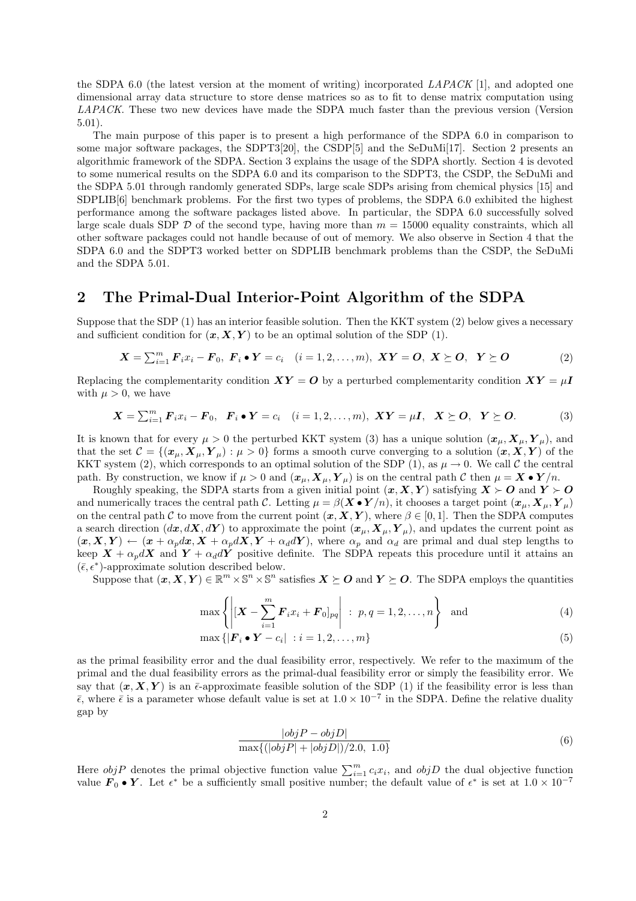the SDPA 6.0 (the latest version at the moment of writing) incorporated *LAPACK* [1], and adopted one dimensional array data structure to store dense matrices so as to fit to dense matrix computation using *LAPACK*. These two new devices have made the SDPA much faster than the previous version (Version 5.01).

The main purpose of this paper is to present a high performance of the SDPA 6.0 in comparison to some major software packages, the SDPT3[20], the CSDP[5] and the SeDuMi[17]. Section 2 presents an algorithmic framework of the SDPA. Section 3 explains the usage of the SDPA shortly. Section 4 is devoted to some numerical results on the SDPA 6.0 and its comparison to the SDPT3, the CSDP, the SeDuMi and the SDPA 5.01 through randomly generated SDPs, large scale SDPs arising from chemical physics [15] and SDPLIB[6] benchmark problems. For the first two types of problems, the SDPA 6.0 exhibited the highest performance among the software packages listed above. In particular, the SDPA 6.0 successfully solved large scale duals SDP $\mathcal{D}$ of the second type, having more than $m = 15000$ equality constraints, which all other software packages could not handle because of out of memory. We also observe in Section 4 that the SDPA 6.0 and the SDPT3 worked better on SDPLIB benchmark problems than the CSDP, the SeDuMi and the SDPA 5.01.

## 2 The Primal-Dual Interior-Point Algorithm of the SDPA

Suppose that the SDP (1) has an interior feasible solution. Then the KKT system (2) below gives a necessary and sufficient condition for $(\boldsymbol{x}, \boldsymbol{X}, \boldsymbol{Y})$ to be an optimal solution of the SDP (1).

$$\boldsymbol{X} = \textstyle\sum_{i=1}^m \boldsymbol{F}_i x_i - \boldsymbol{F}_0, \ \boldsymbol{F}_i \bullet \boldsymbol{Y} = c_i \quad (i = 1, 2, \ldots, m), \ \boldsymbol{X}\boldsymbol{Y} = \boldsymbol{O}, \ \boldsymbol{X} \succeq \boldsymbol{O}, \ \ \boldsymbol{Y} \succeq \boldsymbol{O} \tag{2}$$

Replacing the complementarity condition $\boldsymbol{X}\boldsymbol{Y} = \boldsymbol{O}$ by a perturbed complementarity condition $\boldsymbol{X}\boldsymbol{Y} = \mu \boldsymbol{I}$ with $\mu > 0$, we have

$$\boldsymbol{X} = \textstyle\sum_{i=1}^m \boldsymbol{F}_i x_i - \boldsymbol{F}_0, \ \ \boldsymbol{F}_i \bullet \boldsymbol{Y} = c_i \quad (i = 1, 2, \ldots, m), \ \boldsymbol{X}\boldsymbol{Y} = \mu \boldsymbol{I}, \ \ \boldsymbol{X} \succeq \boldsymbol{O}, \ \ \boldsymbol{Y} \succeq \boldsymbol{O}. \tag{3}$$

It is known that for every $\mu > 0$ the perturbed KKT system (3) has a unique solution $(\boldsymbol{x}_\mu, \boldsymbol{X}_\mu, \boldsymbol{Y}_\mu)$, and that the set $\mathcal{C} = \{(\boldsymbol{x}_\mu, \boldsymbol{X}_\mu, \boldsymbol{Y}_\mu) : \mu > 0\}$ forms a smooth curve converging to a solution $(\boldsymbol{x}, \boldsymbol{X}, \boldsymbol{Y})$ of the KKT system (2), which corresponds to an optimal solution of the SDP (1), as $\mu \to 0$. We call $\mathcal{C}$ the central path. By construction, we know if $\mu > 0$ and $(\boldsymbol{x}_\mu, \boldsymbol{X}_\mu, \boldsymbol{Y}_\mu)$ is on the central path $\mathcal{C}$ then $\mu = \boldsymbol{X} \bullet \boldsymbol{Y}/n$.

Roughly speaking, the SDPA starts from a given initial point $(\boldsymbol{x}, \boldsymbol{X}, \boldsymbol{Y})$ satisfying $\boldsymbol{X} \succ \boldsymbol{O}$ and $\boldsymbol{Y} \succ \boldsymbol{O}$ and numerically traces the central path $\mathcal{C}$. Letting $\mu = \beta(\boldsymbol{X} \bullet \boldsymbol{Y}/n)$, it chooses a target point $(\boldsymbol{x}_\mu, \boldsymbol{X}_\mu, \boldsymbol{Y}_\mu)$ on the central path $\mathcal{C}$ to move from the current point $(\boldsymbol{x}, \boldsymbol{X}, \boldsymbol{Y})$, where $\beta \in [0, 1]$. Then the SDPA computes a search direction $(d\boldsymbol{x}, d\boldsymbol{X}, d\boldsymbol{Y})$ to approximate the point $(\boldsymbol{x}_\mu, \boldsymbol{X}_\mu, \boldsymbol{Y}_\mu)$, and updates the current point as $(\boldsymbol{x}, \boldsymbol{X}, \boldsymbol{Y}) \leftarrow (\boldsymbol{x} + \alpha_p d\boldsymbol{x}, \boldsymbol{X} + \alpha_p d\boldsymbol{X}, \boldsymbol{Y} + \alpha_d d\boldsymbol{Y})$, where $\alpha_p$ and $\alpha_d$ are primal and dual step lengths to keep $\boldsymbol{X} + \alpha_p d\boldsymbol{X}$ and $\boldsymbol{Y} + \alpha_d d\boldsymbol{Y}$ positive definite. The SDPA repeats this procedure until it attains an $(\bar{\epsilon}, \epsilon^*)$-approximate solution described below.

Suppose that $(\boldsymbol{x}, \boldsymbol{X}, \boldsymbol{Y}) \in \mathbb{R}^m \times \mathbb{S}^n \times \mathbb{S}^n$ satisfies $\boldsymbol{X} \succeq \boldsymbol{O}$ and $\boldsymbol{Y} \succeq \boldsymbol{O}$. The SDPA employs the quantities

$$\max \left\{ \left| [\boldsymbol{X} - \sum_{i=1}^m \boldsymbol{F}_i x_i + \boldsymbol{F}_0]_{pq} \right| \ : \ p, q = 1, 2, \ldots, n \right\} \quad \text{and} \tag{4}$$

$$\max \{ |\boldsymbol{F}_i \bullet \boldsymbol{Y} - c_i| \ : i = 1, 2, \ldots, m \} \tag{5}$$

as the primal feasibility error and the dual feasibility error, respectively. We refer to the maximum of the primal and the dual feasibility errors as the primal-dual feasibility error or simply the feasibility error. We say that $(\boldsymbol{x}, \boldsymbol{X}, \boldsymbol{Y})$ is an $\bar{\epsilon}$-approximate feasible solution of the SDP (1) if the feasibility error is less than $\bar{\epsilon}$, where $\bar{\epsilon}$ is a parameter whose default value is set at $1.0 \times 10^{-7}$ in the SDPA. Define the relative duality gap by

$$\frac{|objP - objD|}{\max\{(|objP| + |objD|)/2.0, \ 1.0\}} \tag{6}$$

Here $objP$ denotes the primal objective function value $\sum_{i=1}^m c_i x_i$, and $objD$ the dual objective function value $\boldsymbol{F}_0 \bullet \boldsymbol{Y}$. Let $\epsilon^*$ be a sufficiently small positive number; the default value of $\epsilon^*$ is set at $1.0 \times 10^{-7}$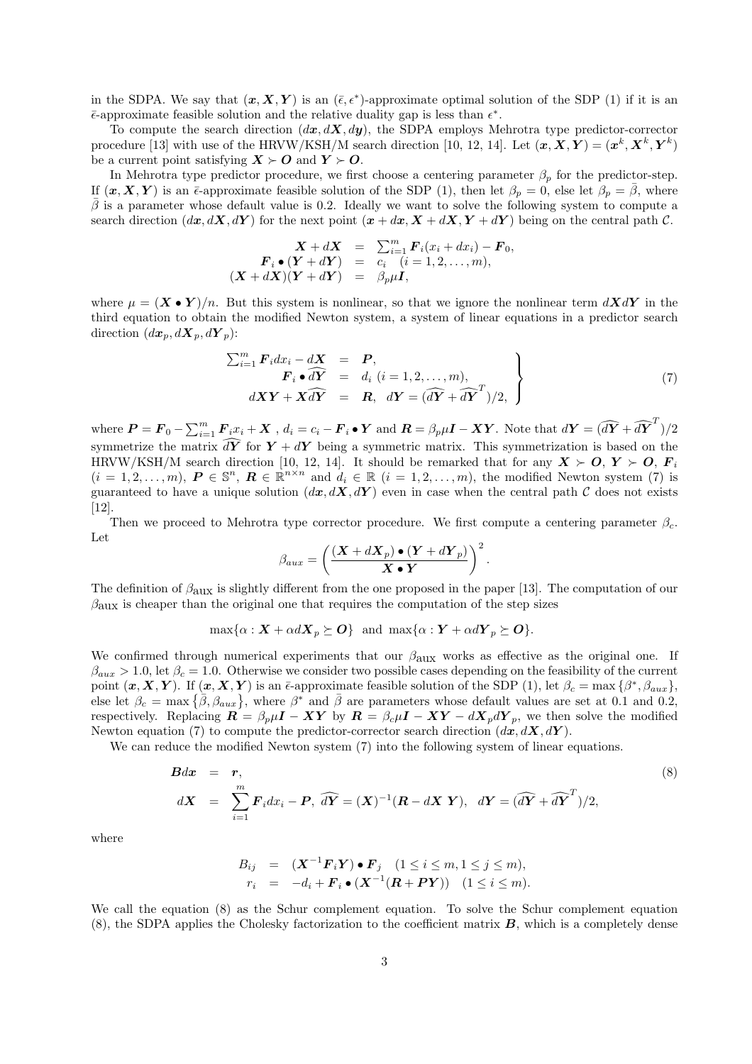in the SDPA. We say that $(\boldsymbol{x}, \boldsymbol{X}, \boldsymbol{Y})$ is an $(\bar{\epsilon}, \epsilon^*)$-approximate optimal solution of the SDP (1) if it is an $\bar{\epsilon}$-approximate feasible solution and the relative duality gap is less than $\epsilon^*$.

To compute the search direction $(d\boldsymbol{x}, d\boldsymbol{X}, d\boldsymbol{y})$, the SDPA employs Mehrotra type predictor-corrector procedure [13] with use of the HRVW/KSH/M search direction [10, 12, 14]. Let $(\boldsymbol{x}, \boldsymbol{X}, \boldsymbol{Y}) = (\boldsymbol{x}^k, \boldsymbol{X}^k, \boldsymbol{Y}^k)$ be a current point satisfying $\boldsymbol{X} \succ \boldsymbol{O}$ and $\boldsymbol{Y} \succ \boldsymbol{O}$.

In Mehrotra type predictor procedure, we first choose a centering parameter $\beta_p$ for the predictor-step. If $(\boldsymbol{x}, \boldsymbol{X}, \boldsymbol{Y})$ is an $\bar{\epsilon}$-approximate feasible solution of the SDP (1), then let $\beta_p = 0$, else let $\beta_p = \bar{\beta}$, where $\bar{\beta}$ is a parameter whose default value is 0.2. Ideally we want to solve the following system to compute a search direction $(d\boldsymbol{x}, d\boldsymbol{X}, d\boldsymbol{Y})$ for the next point $(\boldsymbol{x} + d\boldsymbol{x}, \boldsymbol{X} + d\boldsymbol{X}, \boldsymbol{Y} + d\boldsymbol{Y})$ being on the central path $\mathcal{C}$.

$$
\begin{aligned}
\boldsymbol{X} + d\boldsymbol{X} &= \textstyle\sum_{i=1}^m \boldsymbol{F}_i(x_i + dx_i) - \boldsymbol{F}_0, \\
\boldsymbol{F}_i \bullet (\boldsymbol{Y} + d\boldsymbol{Y}) &= c_i \quad (i = 1, 2, \ldots, m), \\
(\boldsymbol{X} + d\boldsymbol{X})(\boldsymbol{Y} + d\boldsymbol{Y}) &= \beta_p \mu \boldsymbol{I},
\end{aligned}
$$

where $\mu = (\boldsymbol{X} \bullet \boldsymbol{Y})/n$. But this system is nonlinear, so that we ignore the nonlinear term $d\boldsymbol{X}d\boldsymbol{Y}$ in the third equation to obtain the modified Newton system, a system of linear equations in a predictor search direction $(d\boldsymbol{x}_p, d\boldsymbol{X}_p, d\boldsymbol{Y}_p)$:

$$
\left.
\begin{aligned}
\textstyle\sum_{i=1}^m \boldsymbol{F}_i dx_i - d\boldsymbol{X} &= \boldsymbol{P}, \\
\boldsymbol{F}_i \bullet \widehat{d\boldsymbol{Y}} &= d_i \ (i = 1, 2, \ldots, m), \\
d\boldsymbol{X}\boldsymbol{Y} + \boldsymbol{X}\widehat{d\boldsymbol{Y}} &= \boldsymbol{R}, \ \ d\boldsymbol{Y} = (\widehat{d\boldsymbol{Y}} + \widehat{d\boldsymbol{Y}}^T)/2,
\end{aligned}
\right\} \tag{7}
$$

where $\boldsymbol{P} = \boldsymbol{F}_0 - \sum_{i=1}^m \boldsymbol{F}_i x_i + \boldsymbol{X}$ , $d_i = c_i - \boldsymbol{F}_i \bullet \boldsymbol{Y}$ and $\boldsymbol{R} = \beta_p \mu \boldsymbol{I} - \boldsymbol{X}\boldsymbol{Y}$. Note that $d\boldsymbol{Y} = (\widehat{d\boldsymbol{Y}} + \widehat{d\boldsymbol{Y}}^T)/2$ symmetrize the matrix $\widehat{d\boldsymbol{Y}}$ for $\boldsymbol{Y} + d\boldsymbol{Y}$ being a symmetric matrix. This symmetrization is based on the HRVW/KSH/M search direction [10, 12, 14]. It should be remarked that for any $\boldsymbol{X} \succ \boldsymbol{O}$, $\boldsymbol{Y} \succ \boldsymbol{O}$, $\boldsymbol{F}_i$ $(i = 1, 2, \ldots, m)$, $\boldsymbol{P} \in \mathbb{S}^n$, $\boldsymbol{R} \in \mathbb{R}^{n \times n}$ and $d_i \in \mathbb{R}$ $(i = 1, 2, \ldots, m)$, the modified Newton system (7) is guaranteed to have a unique solution $(d\boldsymbol{x}, d\boldsymbol{X}, d\boldsymbol{Y})$ even in case when the central path $\mathcal{C}$ does not exists [12].

Then we proceed to Mehrotra type corrector procedure. We first compute a centering parameter $\beta_c$. Let

$$
\beta_{aux} = \left( \frac{(\boldsymbol{X} + d\boldsymbol{X}_p) \bullet (\boldsymbol{Y} + d\boldsymbol{Y}_p)}{\boldsymbol{X} \bullet \boldsymbol{Y}} \right)^2.
$$

The definition of $\beta_{\text{aux}}$ is slightly different from the one proposed in the paper [13]. The computation of our $\beta_{\text{aux}}$ is cheaper than the original one that requires the computation of the step sizes

$$
\max\{\alpha : \boldsymbol{X} + \alpha d\boldsymbol{X}_p \succeq \boldsymbol{O}\} \ \text{ and } \ \max\{\alpha : \boldsymbol{Y} + \alpha d\boldsymbol{Y}_p \succeq \boldsymbol{O}\}.
$$

We confirmed through numerical experiments that our $\beta_{\text{aux}}$ works as effective as the original one. If $\beta_{aux} > 1.0$, let $\beta_c = 1.0$. Otherwise we consider two possible cases depending on the feasibility of the current point $(\boldsymbol{x}, \boldsymbol{X}, \boldsymbol{Y})$. If $(\boldsymbol{x}, \boldsymbol{X}, \boldsymbol{Y})$ is an $\bar{\epsilon}$-approximate feasible solution of the SDP (1), let $\beta_c = \max\{\beta^*, \beta_{aux}\}$, else let $\beta_c = \max\{\bar{\beta}, \beta_{aux}\}$, where $\beta^*$ and $\bar{\beta}$ are parameters whose default values are set at 0.1 and 0.2, respectively. Replacing $\boldsymbol{R} = \beta_p \mu \boldsymbol{I} - \boldsymbol{X}\boldsymbol{Y}$ by $\boldsymbol{R} = \beta_c \mu \boldsymbol{I} - \boldsymbol{X}\boldsymbol{Y} - d\boldsymbol{X}_p d\boldsymbol{Y}_p$, we then solve the modified Newton equation (7) to compute the predictor-corrector search direction $(d\boldsymbol{x}, d\boldsymbol{X}, d\boldsymbol{Y})$.

We can reduce the modified Newton system (7) into the following system of linear equations.

$$
\begin{aligned}
\boldsymbol{B}d\boldsymbol{x} &= \boldsymbol{r}, \\
d\boldsymbol{X} &= \sum_{i=1}^m \boldsymbol{F}_i dx_i - \boldsymbol{P}, \ \widehat{d\boldsymbol{Y}} = (\boldsymbol{X})^{-1}(\boldsymbol{R} - d\boldsymbol{X}\ \boldsymbol{Y}), \ \ d\boldsymbol{Y} = (\widehat{d\boldsymbol{Y}} + \widehat{d\boldsymbol{Y}}^T)/2,
\end{aligned} \tag{8}
$$

where

$$
\begin{aligned}
B_{ij} &= (\boldsymbol{X}^{-1}\boldsymbol{F}_i\boldsymbol{Y}) \bullet \boldsymbol{F}_j \quad (1 \le i \le m, 1 \le j \le m), \\
r_i &= -d_i + \boldsymbol{F}_i \bullet (\boldsymbol{X}^{-1}(\boldsymbol{R} + \boldsymbol{P}\boldsymbol{Y})) \quad (1 \le i \le m).
\end{aligned}
$$

We call the equation (8) as the Schur complement equation. To solve the Schur complement equation (8), the SDPA applies the Cholesky factorization to the coefficient matrix $\boldsymbol{B}$, which is a completely dense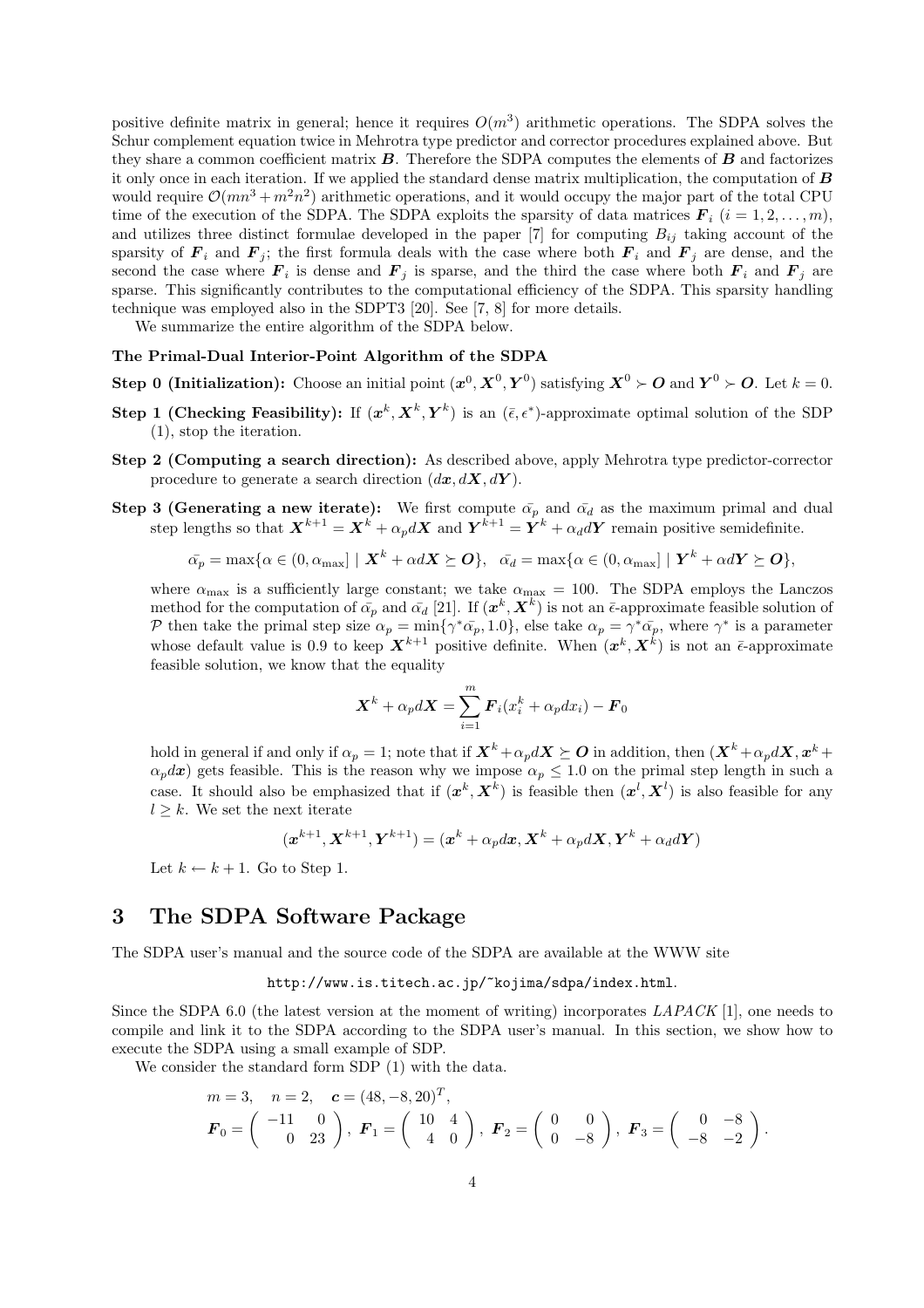positive definite matrix in general; hence it requires $O(m^3)$ arithmetic operations. The SDPA solves the Schur complement equation twice in Mehrotra type predictor and corrector procedures explained above. But they share a common coefficient matrix $\boldsymbol{B}$. Therefore the SDPA computes the elements of $\boldsymbol{B}$ and factorizes it only once in each iteration. If we applied the standard dense matrix multiplication, the computation of $\boldsymbol{B}$ would require $\mathcal{O}(mn^3 + m^2n^2)$ arithmetic operations, and it would occupy the major part of the total CPU time of the execution of the SDPA. The SDPA exploits the sparsity of data matrices $\boldsymbol{F}_i$ $(i = 1, 2, \ldots, m)$, and utilizes three distinct formulae developed in the paper [7] for computing $B_{ij}$ taking account of the sparsity of $\boldsymbol{F}_i$ and $\boldsymbol{F}_j$; the first formula deals with the case where both $\boldsymbol{F}_i$ and $\boldsymbol{F}_j$ are dense, and the second the case where $\boldsymbol{F}_i$ is dense and $\boldsymbol{F}_j$ is sparse, and the third the case where both $\boldsymbol{F}_i$ and $\boldsymbol{F}_j$ are sparse. This significantly contributes to the computational efficiency of the SDPA. This sparsity handling technique was employed also in the SDPT3 [20]. See [7, 8] for more details.

We summarize the entire algorithm of the SDPA below.

**The Primal-Dual Interior-Point Algorithm of the SDPA**

**Step 0 (Initialization):** Choose an initial point $(\boldsymbol{x}^0, \boldsymbol{X}^0, \boldsymbol{Y}^0)$ satisfying $\boldsymbol{X}^0 \succ \boldsymbol{O}$ and $\boldsymbol{Y}^0 \succ \boldsymbol{O}$. Let $k = 0$.

**Step 1 (Checking Feasibility):** If $(\boldsymbol{x}^k, \boldsymbol{X}^k, \boldsymbol{Y}^k)$ is an $(\bar{\epsilon}, \epsilon^*)$-approximate optimal solution of the SDP (1), stop the iteration.

**Step 2 (Computing a search direction):** As described above, apply Mehrotra type predictor-corrector procedure to generate a search direction $(d\boldsymbol{x}, d\boldsymbol{X}, d\boldsymbol{Y})$.

**Step 3 (Generating a new iterate):** We first compute $\bar{\alpha_p}$ and $\bar{\alpha_d}$ as the maximum primal and dual step lengths so that $\boldsymbol{X}^{k+1} = \boldsymbol{X}^k + \alpha_p d\boldsymbol{X}$ and $\boldsymbol{Y}^{k+1} = \boldsymbol{Y}^k + \alpha_d d\boldsymbol{Y}$ remain positive semidefinite.

$$\bar{\alpha_p} = \max\{\alpha \in (0, \alpha_{\max}] \mid \boldsymbol{X}^k + \alpha d\boldsymbol{X} \succeq \boldsymbol{O}\}, \quad \bar{\alpha_d} = \max\{\alpha \in (0, \alpha_{\max}] \mid \boldsymbol{Y}^k + \alpha d\boldsymbol{Y} \succeq \boldsymbol{O}\},$$

where $\alpha_{\max}$ is a sufficiently large constant; we take $\alpha_{\max} = 100$. The SDPA employs the Lanczos method for the computation of $\bar{\alpha_p}$ and $\bar{\alpha_d}$ [21]. If $(\boldsymbol{x}^k, \boldsymbol{X}^k)$ is not an $\bar{\epsilon}$-approximate feasible solution of $\mathcal{P}$ then take the primal step size $\alpha_p = \min\{\gamma^* \bar{\alpha_p}, 1.0\}$, else take $\alpha_p = \gamma^* \bar{\alpha_p}$, where $\gamma^*$ is a parameter whose default value is 0.9 to keep $\boldsymbol{X}^{k+1}$ positive definite. When $(\boldsymbol{x}^k, \boldsymbol{X}^k)$ is not an $\bar{\epsilon}$-approximate feasible solution, we know that the equality

$$\boldsymbol{X}^k + \alpha_p d\boldsymbol{X} = \sum_{i=1}^{m} \boldsymbol{F}_i (x_i^k + \alpha_p dx_i) - \boldsymbol{F}_0$$

hold in general if and only if $\alpha_p = 1$; note that if $\boldsymbol{X}^k + \alpha_p d\boldsymbol{X} \succeq \boldsymbol{O}$ in addition, then $(\boldsymbol{X}^k + \alpha_p d\boldsymbol{X}, \boldsymbol{x}^k + \alpha_p d\boldsymbol{x})$ gets feasible. This is the reason why we impose $\alpha_p \leq 1.0$ on the primal step length in such a case. It should also be emphasized that if $(\boldsymbol{x}^k, \boldsymbol{X}^k)$ is feasible then $(\boldsymbol{x}^l, \boldsymbol{X}^l)$ is also feasible for any $l \geq k$. We set the next iterate

$$(\boldsymbol{x}^{k+1}, \boldsymbol{X}^{k+1}, \boldsymbol{Y}^{k+1}) = (\boldsymbol{x}^k + \alpha_p d\boldsymbol{x}, \boldsymbol{X}^k + \alpha_p d\boldsymbol{X}, \boldsymbol{Y}^k + \alpha_d d\boldsymbol{Y})$$

Let $k \leftarrow k + 1$. Go to Step 1.

## 3 The SDPA Software Package

The SDPA user's manual and the source code of the SDPA are available at the WWW site

`http://www.is.titech.ac.jp/~kojima/sdpa/index.html`.

Since the SDPA 6.0 (the latest version at the moment of writing) incorporates *LAPACK* [1], one needs to compile and link it to the SDPA according to the SDPA user's manual. In this section, we show how to execute the SDPA using a small example of SDP.

We consider the standard form SDP (1) with the data.

$$m = 3, \quad n = 2, \quad \boldsymbol{c} = (48, -8, 20)^T,$$
$$\boldsymbol{F}_0 = \begin{pmatrix} -11 & 0 \\ 0 & 23 \end{pmatrix}, \ \boldsymbol{F}_1 = \begin{pmatrix} 10 & 4 \\ 4 & 0 \end{pmatrix}, \ \boldsymbol{F}_2 = \begin{pmatrix} 0 & 0 \\ 0 & -8 \end{pmatrix}, \ \boldsymbol{F}_3 = \begin{pmatrix} 0 & -8 \\ -8 & -2 \end{pmatrix}.$$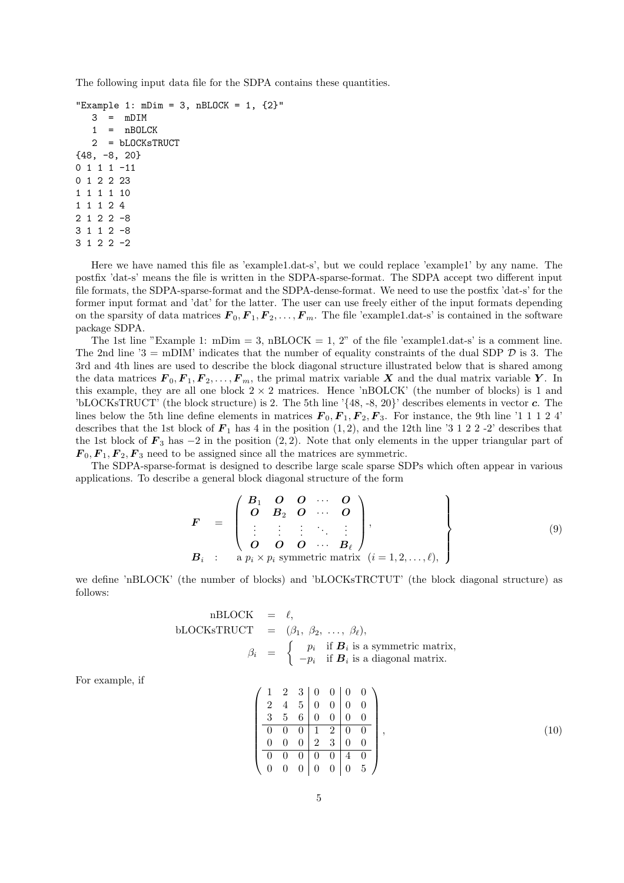The following input data file for the SDPA contains these quantities.

```
"Example 1: mDim = 3, nBLOCK = 1, {2}"
   3  =  mDIM
   1  =  nBOLCK
   2  = bLOCKsTRUCT
{48, -8, 20}
0 1 1 1 -11
0 1 2 2 23
1 1 1 1 10
1 1 1 2 4
2 1 2 2 -8
3 1 1 2 -8
3 1 2 2 -2
```

Here we have named this file as 'example1.dat-s', but we could replace 'example1' by any name. The postfix 'dat-s' means the file is written in the SDPA-sparse-format. The SDPA accept two different input file formats, the SDPA-sparse-format and the SDPA-dense-format. We need to use the postfix 'dat-s' for the former input format and 'dat' for the latter. The user can use freely either of the input formats depending on the sparsity of data matrices $\boldsymbol{F}_0, \boldsymbol{F}_1, \boldsymbol{F}_2, \ldots, \boldsymbol{F}_m$. The file 'example1.dat-s' is contained in the software package SDPA.

The 1st line "Example 1: mDim = 3, nBLOCK = 1, 2" of the file 'example1.dat-s' is a comment line. The 2nd line '3 = mDIM' indicates that the number of equality constraints of the dual SDP $\mathcal{D}$ is 3. The 3rd and 4th lines are used to describe the block diagonal structure illustrated below that is shared among the data matrices $\boldsymbol{F}_0, \boldsymbol{F}_1, \boldsymbol{F}_2, \ldots, \boldsymbol{F}_m$, the primal matrix variable $\boldsymbol{X}$ and the dual matrix variable $\boldsymbol{Y}$. In this example, they are all one block $2 \times 2$ matrices. Hence 'nBOLCK' (the number of blocks) is 1 and 'bLOCKsTRUCT' (the block structure) is 2. The 5th line '{48, -8, 20}' describes elements in vector $\boldsymbol{c}$. The lines below the 5th line define elements in matrices $\boldsymbol{F}_0, \boldsymbol{F}_1, \boldsymbol{F}_2, \boldsymbol{F}_3$. For instance, the 9th line '1 1 1 2 4' describes that the 1st block of $\boldsymbol{F}_1$ has 4 in the position $(1, 2)$, and the 12th line '3 1 2 2 -2' describes that the 1st block of $\boldsymbol{F}_3$ has $-2$ in the position $(2, 2)$. Note that only elements in the upper triangular part of $\boldsymbol{F}_0, \boldsymbol{F}_1, \boldsymbol{F}_2, \boldsymbol{F}_3$ need to be assigned since all the matrices are symmetric.

The SDPA-sparse-format is designed to describe large scale sparse SDPs which often appear in various applications. To describe a general block diagonal structure of the form

$$
\left.
\begin{array}{rcl}
\boldsymbol{F} & = & \begin{pmatrix} \boldsymbol{B}_1 & \boldsymbol{O} & \boldsymbol{O} & \cdots & \boldsymbol{O} \\ \boldsymbol{O} & \boldsymbol{B}_2 & \boldsymbol{O} & \cdots & \boldsymbol{O} \\ \vdots & \vdots & \vdots & \ddots & \vdots \\ \boldsymbol{O} & \boldsymbol{O} & \boldsymbol{O} & \cdots & \boldsymbol{B}_\ell \end{pmatrix}, \\
\boldsymbol{B}_i & : & \text{a } p_i \times p_i \text{ symmetric matrix } \ (i = 1, 2, \ldots, \ell),
\end{array}
\right\} \tag{9}
$$

we define 'nBLOCK' (the number of blocks) and 'bLOCKsTRCTUT' (the block diagonal structure) as follows:

$$
\begin{array}{rcl}
\text{nBLOCK} & = & \ell, \\
\text{bLOCKsTRUCT} & = & (\beta_1,\ \beta_2,\ \ldots,\ \beta_\ell), \\
\beta_i & = & \left\{ \begin{array}{ll} p_i & \text{if } \boldsymbol{B}_i \text{ is a symmetric matrix,} \\ -p_i & \text{if } \boldsymbol{B}_i \text{ is a diagonal matrix.} \end{array} \right.
\end{array}
$$

For example, if

$$
\left(
\begin{array}{ccc|cc|cc}
1 & 2 & 3 & 0 & 0 & 0 & 0 \\
2 & 4 & 5 & 0 & 0 & 0 & 0 \\
3 & 5 & 6 & 0 & 0 & 0 & 0 \\
\hline
0 & 0 & 0 & 1 & 2 & 0 & 0 \\
0 & 0 & 0 & 2 & 3 & 0 & 0 \\
\hline
0 & 0 & 0 & 0 & 0 & 4 & 0 \\
0 & 0 & 0 & 0 & 0 & 0 & 5
\end{array}
\right), \tag{10}
$$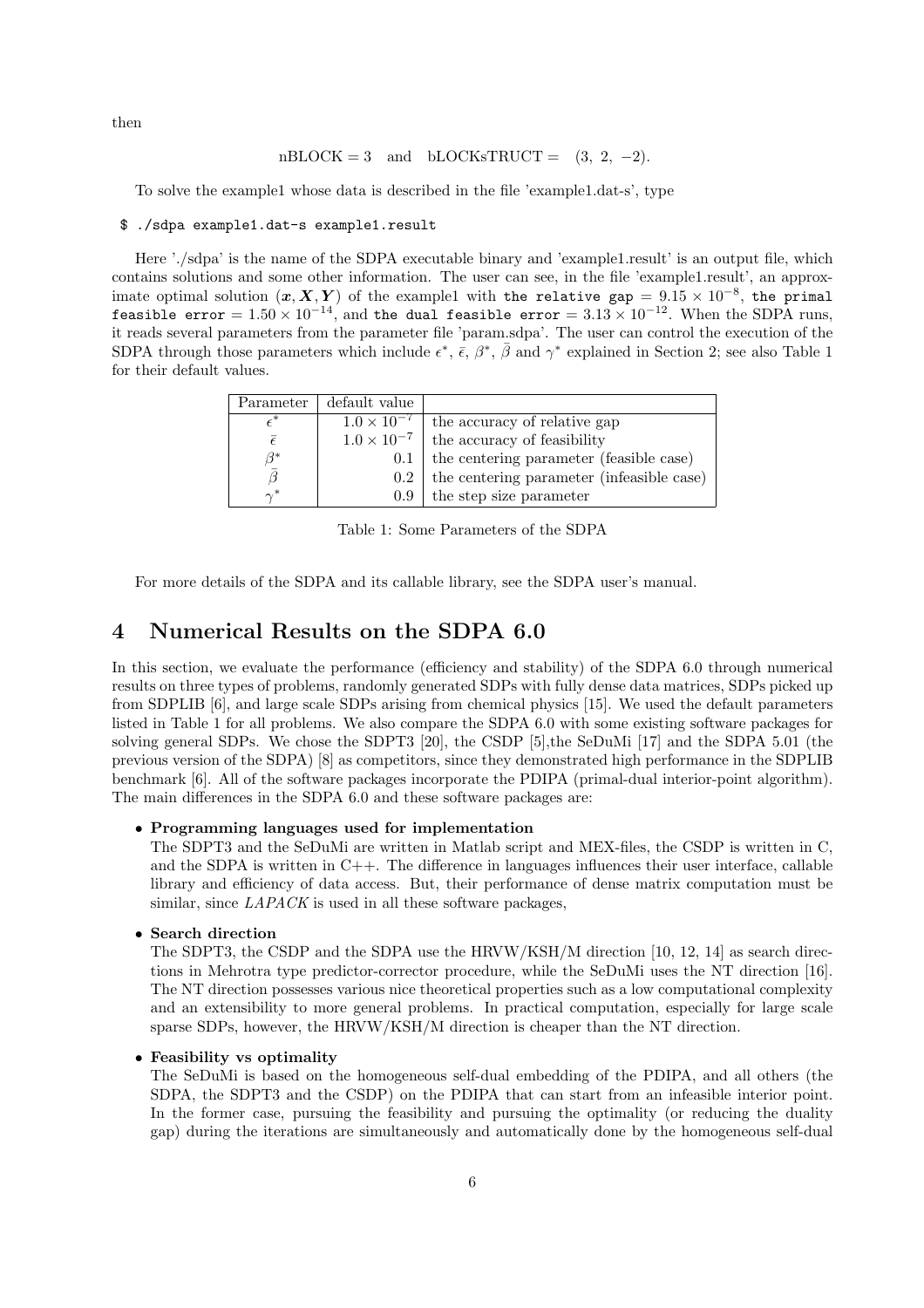then

$$\text{nBLOCK} = 3 \quad \text{and} \quad \text{bLOCKsTRUCT} = \quad (3,\ 2,\ -2).$$

To solve the example1 whose data is described in the file 'example1.dat-s', type

```
$ ./sdpa example1.dat-s example1.result
```

Here './sdpa' is the name of the SDPA executable binary and 'example1.result' is an output file, which contains solutions and some other information. The user can see, in the file 'example1.result', an approximate optimal solution $(\boldsymbol{x}, \boldsymbol{X}, \boldsymbol{Y})$ of the example1 with `the relative gap` $= 9.15 \times 10^{-8}$, `the primal feasible error` $= 1.50 \times 10^{-14}$, and `the dual feasible error` $= 3.13 \times 10^{-12}$. When the SDPA runs, it reads several parameters from the parameter file 'param.sdpa'. The user can control the execution of the SDPA through those parameters which include $\epsilon^*$, $\bar{\epsilon}$, $\beta^*$, $\bar{\beta}$ and $\gamma^*$ explained in Section 2; see also Table 1 for their default values.

| Parameter | default value | |
|---|---|---|
| $\epsilon^*$ | $1.0 \times 10^{-7}$ | the accuracy of relative gap |
| $\bar{\epsilon}$ | $1.0 \times 10^{-7}$ | the accuracy of feasibility |
| $\beta^*$ | 0.1 | the centering parameter (feasible case) |
| $\bar{\beta}$ | 0.2 | the centering parameter (infeasible case) |
| $\gamma^*$ | 0.9 | the step size parameter |

Table 1: Some Parameters of the SDPA

For more details of the SDPA and its callable library, see the SDPA user's manual.

# 4 Numerical Results on the SDPA 6.0

In this section, we evaluate the performance (efficiency and stability) of the SDPA 6.0 through numerical results on three types of problems, randomly generated SDPs with fully dense data matrices, SDPs picked up from SDPLIB [6], and large scale SDPs arising from chemical physics [15]. We used the default parameters listed in Table 1 for all problems. We also compare the SDPA 6.0 with some existing software packages for solving general SDPs. We chose the SDPT3 [20], the CSDP [5],the SeDuMi [17] and the SDPA 5.01 (the previous version of the SDPA) [8] as competitors, since they demonstrated high performance in the SDPLIB benchmark [6]. All of the software packages incorporate the PDIPA (primal-dual interior-point algorithm). The main differences in the SDPA 6.0 and these software packages are:

- **Programming languages used for implementation**
  The SDPT3 and the SeDuMi are written in Matlab script and MEX-files, the CSDP is written in C, and the SDPA is written in C++. The difference in languages influences their user interface, callable library and efficiency of data access. But, their performance of dense matrix computation must be similar, since *LAPACK* is used in all these software packages,

- **Search direction**
  The SDPT3, the CSDP and the SDPA use the HRVW/KSH/M direction [10, 12, 14] as search directions in Mehrotra type predictor-corrector procedure, while the SeDuMi uses the NT direction [16]. The NT direction possesses various nice theoretical properties such as a low computational complexity and an extensibility to more general problems. In practical computation, especially for large scale sparse SDPs, however, the HRVW/KSH/M direction is cheaper than the NT direction.

- **Feasibility vs optimality**
  The SeDuMi is based on the homogeneous self-dual embedding of the PDIPA, and all others (the SDPA, the SDPT3 and the CSDP) on the PDIPA that can start from an infeasible interior point. In the former case, pursuing the feasibility and pursuing the optimality (or reducing the duality gap) during the iterations are simultaneously and automatically done by the homogeneous self-dual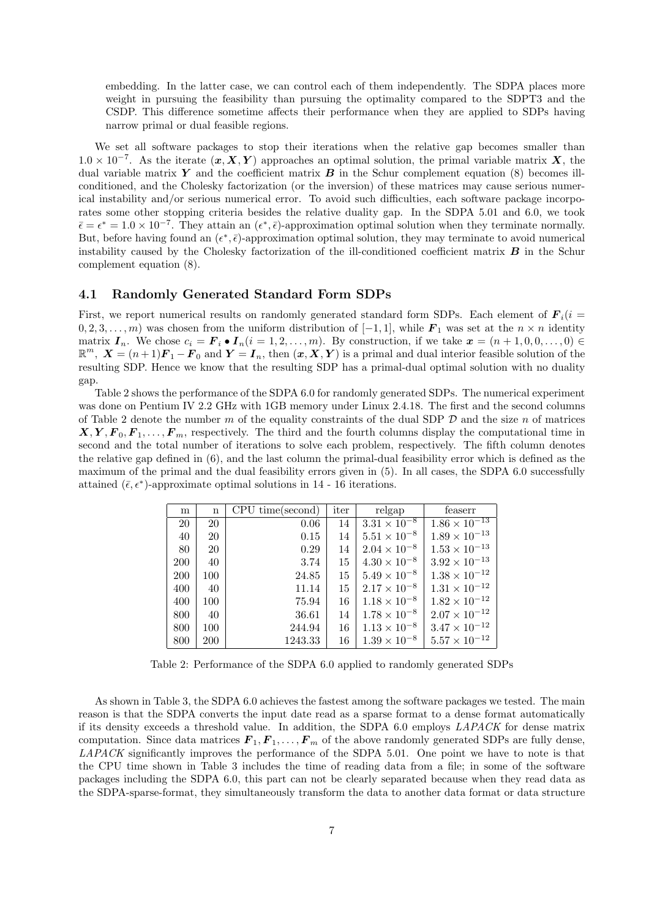embedding. In the latter case, we can control each of them independently. The SDPA places more weight in pursuing the feasibility than pursuing the optimality compared to the SDPT3 and the CSDP. This difference sometime affects their performance when they are applied to SDPs having narrow primal or dual feasible regions.

We set all software packages to stop their iterations when the relative gap becomes smaller than $1.0 \times 10^{-7}$. As the iterate $(\boldsymbol{x}, \boldsymbol{X}, \boldsymbol{Y})$ approaches an optimal solution, the primal variable matrix $\boldsymbol{X}$, the dual variable matrix $\boldsymbol{Y}$ and the coefficient matrix $\boldsymbol{B}$ in the Schur complement equation (8) becomes ill-conditioned, and the Cholesky factorization (or the inversion) of these matrices may cause serious numerical instability and/or serious numerical error. To avoid such difficulties, each software package incorporates some other stopping criteria besides the relative duality gap. In the SDPA 5.01 and 6.0, we took $\bar{\epsilon} = \epsilon^* = 1.0 \times 10^{-7}$. They attain an $(\epsilon^*, \bar{\epsilon})$-approximation optimal solution when they terminate normally. But, before having found an $(\epsilon^*, \bar{\epsilon})$-approximation optimal solution, they may terminate to avoid numerical instability caused by the Cholesky factorization of the ill-conditioned coefficient matrix $\boldsymbol{B}$ in the Schur complement equation (8).

### 4.1 Randomly Generated Standard Form SDPs

First, we report numerical results on randomly generated standard form SDPs. Each element of $\boldsymbol{F}_i (i = 0, 2, 3, \ldots, m)$ was chosen from the uniform distribution of $[-1, 1]$, while $\boldsymbol{F}_1$ was set at the $n \times n$ identity matrix $\boldsymbol{I}_n$. We chose $c_i = \boldsymbol{F}_i \bullet \boldsymbol{I}_n (i = 1, 2, \ldots, m)$. By construction, if we take $\boldsymbol{x} = (n + 1, 0, 0, \ldots, 0) \in \mathbb{R}^m$, $\boldsymbol{X} = (n+1)\boldsymbol{F}_1 - \boldsymbol{F}_0$ and $\boldsymbol{Y} = \boldsymbol{I}_n$, then $(\boldsymbol{x}, \boldsymbol{X}, \boldsymbol{Y})$ is a primal and dual interior feasible solution of the resulting SDP. Hence we know that the resulting SDP has a primal-dual optimal solution with no duality gap.

Table 2 shows the performance of the SDPA 6.0 for randomly generated SDPs. The numerical experiment was done on Pentium IV 2.2 GHz with 1GB memory under Linux 2.4.18. The first and the second columns of Table 2 denote the number $m$ of the equality constraints of the dual SDP $\mathcal{D}$ and the size $n$ of matrices $\boldsymbol{X}, \boldsymbol{Y}, \boldsymbol{F}_0, \boldsymbol{F}_1, \ldots, \boldsymbol{F}_m$, respectively. The third and the fourth columns display the computational time in second and the total number of iterations to solve each problem, respectively. The fifth column denotes the relative gap defined in (6), and the last column the primal-dual feasibility error which is defined as the maximum of the primal and the dual feasibility errors given in (5). In all cases, the SDPA 6.0 successfully attained $(\bar{\epsilon}, \epsilon^*)$-approximate optimal solutions in 14 - 16 iterations.

| m | n | CPU time(second) | iter | relgap | feaserr |
|---|---|---|---|---|---|
| 20 | 20 | 0.06 | 14 | $3.31 \times 10^{-8}$ | $1.86 \times 10^{-13}$ |
| 40 | 20 | 0.15 | 14 | $5.51 \times 10^{-8}$ | $1.89 \times 10^{-13}$ |
| 80 | 20 | 0.29 | 14 | $2.04 \times 10^{-8}$ | $1.53 \times 10^{-13}$ |
| 200 | 40 | 3.74 | 15 | $4.30 \times 10^{-8}$ | $3.92 \times 10^{-13}$ |
| 200 | 100 | 24.85 | 15 | $5.49 \times 10^{-8}$ | $1.38 \times 10^{-12}$ |
| 400 | 40 | 11.14 | 15 | $2.17 \times 10^{-8}$ | $1.31 \times 10^{-12}$ |
| 400 | 100 | 75.94 | 16 | $1.18 \times 10^{-8}$ | $1.82 \times 10^{-12}$ |
| 800 | 40 | 36.61 | 14 | $1.78 \times 10^{-8}$ | $2.07 \times 10^{-12}$ |
| 800 | 100 | 244.94 | 16 | $1.13 \times 10^{-8}$ | $3.47 \times 10^{-12}$ |
| 800 | 200 | 1243.33 | 16 | $1.39 \times 10^{-8}$ | $5.57 \times 10^{-12}$ |

Table 2: Performance of the SDPA 6.0 applied to randomly generated SDPs

As shown in Table 3, the SDPA 6.0 achieves the fastest among the software packages we tested. The main reason is that the SDPA converts the input date read as a sparse format to a dense format automatically if its density exceeds a threshold value. In addition, the SDPA 6.0 employs *LAPACK* for dense matrix computation. Since data matrices $\boldsymbol{F}_1, \boldsymbol{F}_1, \ldots, \boldsymbol{F}_m$ of the above randomly generated SDPs are fully dense, *LAPACK* significantly improves the performance of the SDPA 5.01. One point we have to note is that the CPU time shown in Table 3 includes the time of reading data from a file; in some of the software packages including the SDPA 6.0, this part can not be clearly separated because when they read data as the SDPA-sparse-format, they simultaneously transform the data to another data format or data structure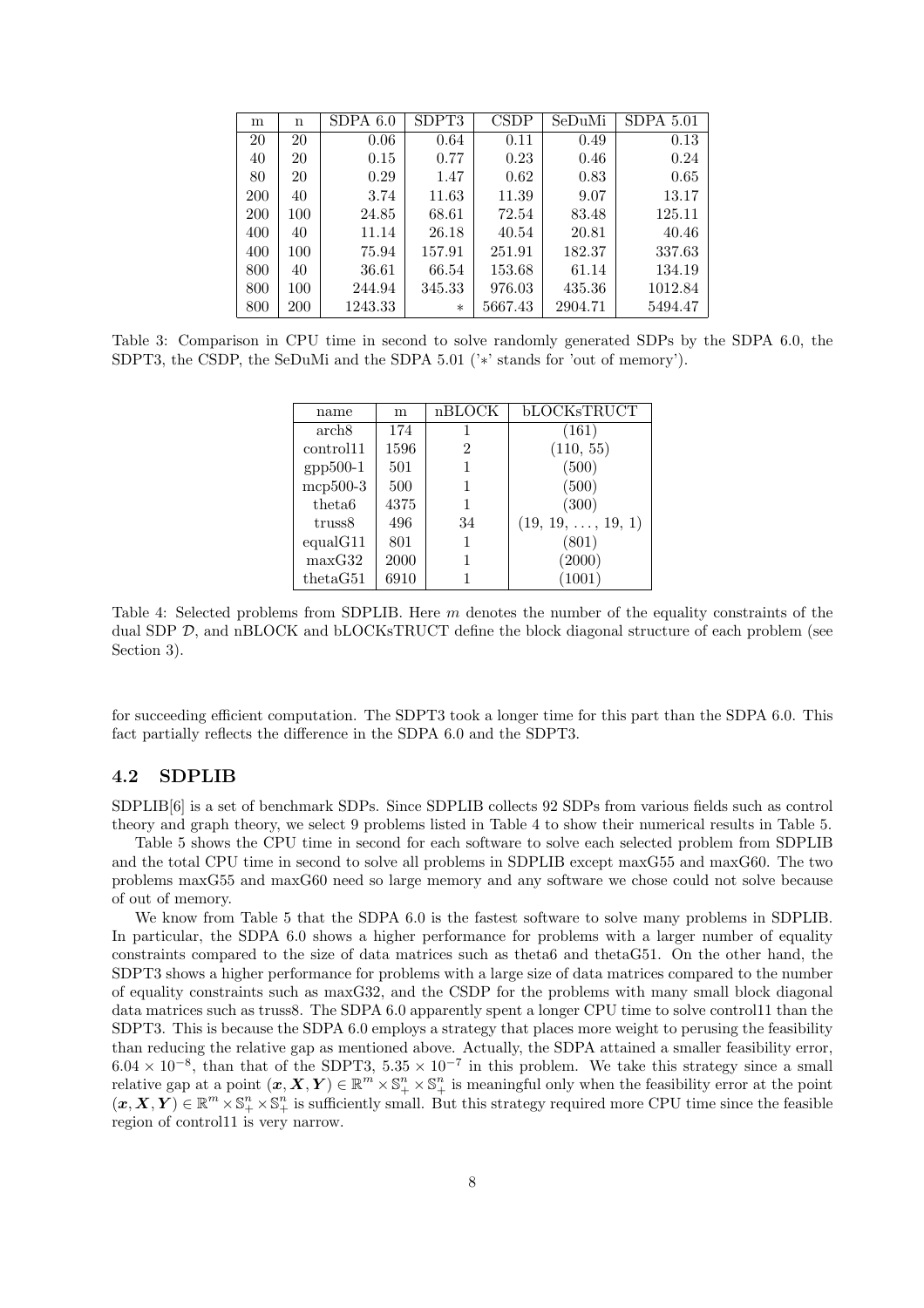| m | n | SDPA 6.0 | SDPT3 | CSDP | SeDuMi | SDPA 5.01 |
|---|---|---|---|---|---|---|
| 20 | 20 | 0.06 | 0.64 | 0.11 | 0.49 | 0.13 |
| 40 | 20 | 0.15 | 0.77 | 0.23 | 0.46 | 0.24 |
| 80 | 20 | 0.29 | 1.47 | 0.62 | 0.83 | 0.65 |
| 200 | 40 | 3.74 | 11.63 | 11.39 | 9.07 | 13.17 |
| 200 | 100 | 24.85 | 68.61 | 72.54 | 83.48 | 125.11 |
| 400 | 40 | 11.14 | 26.18 | 40.54 | 20.81 | 40.46 |
| 400 | 100 | 75.94 | 157.91 | 251.91 | 182.37 | 337.63 |
| 800 | 40 | 36.61 | 66.54 | 153.68 | 61.14 | 134.19 |
| 800 | 100 | 244.94 | 345.33 | 976.03 | 435.36 | 1012.84 |
| 800 | 200 | 1243.33 | * | 5667.43 | 2904.71 | 5494.47 |

Table 3: Comparison in CPU time in second to solve randomly generated SDPs by the SDPA 6.0, the SDPT3, the CSDP, the SeDuMi and the SDPA 5.01 ('*' stands for 'out of memory').

| name | m | nBLOCK | bLOCKsTRUCT |
|---|---|---|---|
| arch8 | 174 | 1 | (161) |
| control11 | 1596 | 2 | (110, 55) |
| gpp500-1 | 501 | 1 | (500) |
| mcp500-3 | 500 | 1 | (500) |
| theta6 | 4375 | 1 | (300) |
| truss8 | 496 | 34 | (19, 19, ..., 19, 1) |
| equalG11 | 801 | 1 | (801) |
| maxG32 | 2000 | 1 | (2000) |
| thetaG51 | 6910 | 1 | (1001) |

Table 4: Selected problems from SDPLIB. Here $m$ denotes the number of the equality constraints of the dual SDP $\mathcal{D}$, and nBLOCK and bLOCKsTRUCT define the block diagonal structure of each problem (see Section 3).

for succeeding efficient computation. The SDPT3 took a longer time for this part than the SDPA 6.0. This fact partially reflects the difference in the SDPA 6.0 and the SDPT3.

## 4.2 SDPLIB

SDPLIB[6] is a set of benchmark SDPs. Since SDPLIB collects 92 SDPs from various fields such as control theory and graph theory, we select 9 problems listed in Table 4 to show their numerical results in Table 5.

Table 5 shows the CPU time in second for each software to solve each selected problem from SDPLIB and the total CPU time in second to solve all problems in SDPLIB except maxG55 and maxG60. The two problems maxG55 and maxG60 need so large memory and any software we chose could not solve because of out of memory.

We know from Table 5 that the SDPA 6.0 is the fastest software to solve many problems in SDPLIB. In particular, the SDPA 6.0 shows a higher performance for problems with a larger number of equality constraints compared to the size of data matrices such as theta6 and thetaG51. On the other hand, the SDPT3 shows a higher performance for problems with a large size of data matrices compared to the number of equality constraints such as maxG32, and the CSDP for the problems with many small block diagonal data matrices such as truss8. The SDPA 6.0 apparently spent a longer CPU time to solve control11 than the SDPT3. This is because the SDPA 6.0 employs a strategy that places more weight to perusing the feasibility than reducing the relative gap as mentioned above. Actually, the SDPA attained a smaller feasibility error, $6.04 \times 10^{-8}$, than that of the SDPT3, $5.35 \times 10^{-7}$ in this problem. We take this strategy since a small relative gap at a point $(\boldsymbol{x}, \boldsymbol{X}, \boldsymbol{Y}) \in \mathbb{R}^m \times \mathbb{S}^n_+ \times \mathbb{S}^n_+$ is meaningful only when the feasibility error at the point $(\boldsymbol{x}, \boldsymbol{X}, \boldsymbol{Y}) \in \mathbb{R}^m \times \mathbb{S}^n_+ \times \mathbb{S}^n_+$ is sufficiently small. But this strategy required more CPU time since the feasible region of control11 is very narrow.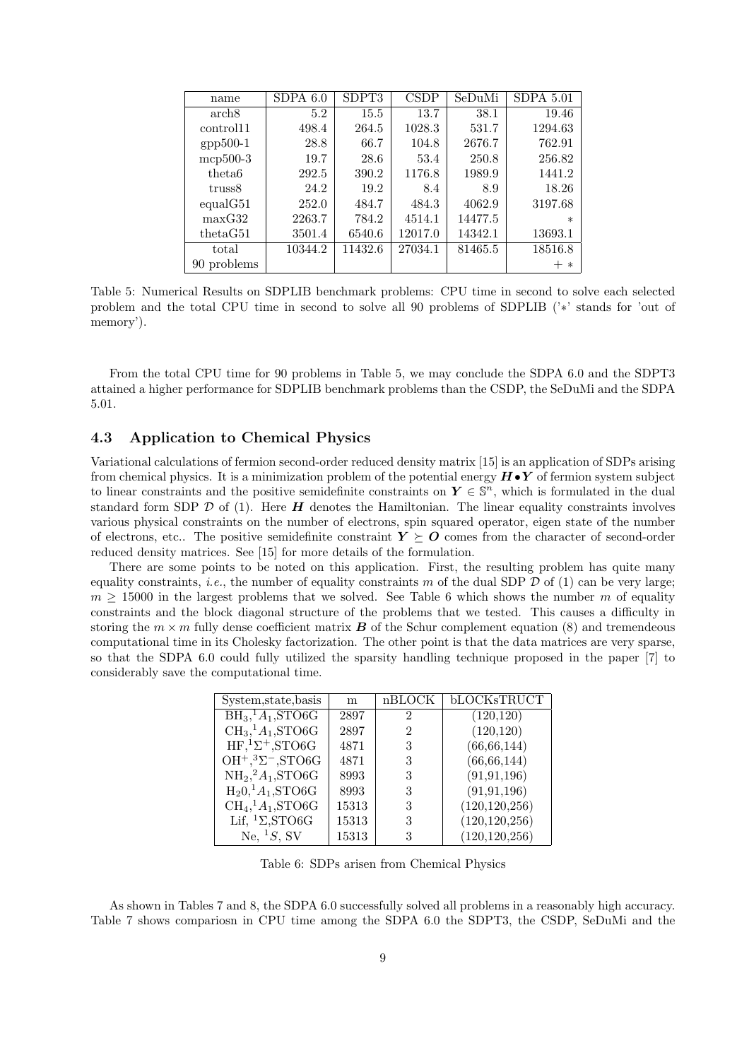| name | SDPA 6.0 | SDPT3 | CSDP | SeDuMi | SDPA 5.01 |
|---|---|---|---|---|---|
| arch8 | 5.2 | 15.5 | 13.7 | 38.1 | 19.46 |
| control11 | 498.4 | 264.5 | 1028.3 | 531.7 | 1294.63 |
| gpp500-1 | 28.8 | 66.7 | 104.8 | 2676.7 | 762.91 |
| mcp500-3 | 19.7 | 28.6 | 53.4 | 250.8 | 256.82 |
| theta6 | 292.5 | 390.2 | 1176.8 | 1989.9 | 1441.2 |
| truss8 | 24.2 | 19.2 | 8.4 | 8.9 | 18.26 |
| equalG51 | 252.0 | 484.7 | 484.3 | 4062.9 | 3197.68 |
| maxG32 | 2263.7 | 784.2 | 4514.1 | 14477.5 | * |
| thetaG51 | 3501.4 | 6540.6 | 12017.0 | 14342.1 | 13693.1 |
| total | 10344.2 | 11432.6 | 27034.1 | 81465.5 | 18516.8 |
| 90 problems | | | | | + * |

Table 5: Numerical Results on SDPLIB benchmark problems: CPU time in second to solve each selected problem and the total CPU time in second to solve all 90 problems of SDPLIB ('*' stands for 'out of memory').

From the total CPU time for 90 problems in Table 5, we may conclude the SDPA 6.0 and the SDPT3 attained a higher performance for SDPLIB benchmark problems than the CSDP, the SeDuMi and the SDPA 5.01.

### 4.3 Application to Chemical Physics

Variational calculations of fermion second-order reduced density matrix [15] is an application of SDPs arising from chemical physics. It is a minimization problem of the potential energy $\boldsymbol{H} \bullet \boldsymbol{Y}$ of fermion system subject to linear constraints and the positive semidefinite constraints on $\boldsymbol{Y} \in \mathbb{S}^n$, which is formulated in the dual standard form SDP $\mathcal{D}$ of (1). Here $\boldsymbol{H}$ denotes the Hamiltonian. The linear equality constraints involves various physical constraints on the number of electrons, spin squared operator, eigen state of the number of electrons, etc.. The positive semidefinite constraint $\boldsymbol{Y} \succeq \boldsymbol{O}$ comes from the character of second-order reduced density matrices. See [15] for more details of the formulation.

There are some points to be noted on this application. First, the resulting problem has quite many equality constraints, *i.e.*, the number of equality constraints $m$ of the dual SDP $\mathcal{D}$ of (1) can be very large; $m \geq 15000$ in the largest problems that we solved. See Table 6 which shows the number $m$ of equality constraints and the block diagonal structure of the problems that we tested. This causes a difficulty in storing the $m \times m$ fully dense coefficient matrix $\boldsymbol{B}$ of the Schur complement equation (8) and tremendeous computational time in its Cholesky factorization. The other point is that the data matrices are very sparse, so that the SDPA 6.0 could fully utilized the sparsity handling technique proposed in the paper [7] to considerably save the computational time.

| System,state,basis | m | nBLOCK | bLOCKsTRUCT |
|---|---|---|---|
| $BH_3$,$^1A_1$,STO6G | 2897 | 2 | (120,120) |
| $CH_3$,$^1A_1$,STO6G | 2897 | 2 | (120,120) |
| HF,$^1\Sigma^+$,STO6G | 4871 | 3 | (66,66,144) |
| $OH^+$,$^3\Sigma^-$,STO6G | 4871 | 3 | (66,66,144) |
| $NH_2$,$^2A_1$,STO6G | 8993 | 3 | (91,91,196) |
| $H_20$,$^1A_1$,STO6G | 8993 | 3 | (91,91,196) |
| $CH_4$,$^1A_1$,STO6G | 15313 | 3 | (120,120,256) |
| Lif, $^1\Sigma$,STO6G | 15313 | 3 | (120,120,256) |
| Ne, $^1S$, SV | 15313 | 3 | (120,120,256) |

Table 6: SDPs arisen from Chemical Physics

As shown in Tables 7 and 8, the SDPA 6.0 successfully solved all problems in a reasonably high accuracy. Table 7 shows compariosn in CPU time among the SDPA 6.0 the SDPT3, the CSDP, SeDuMi and the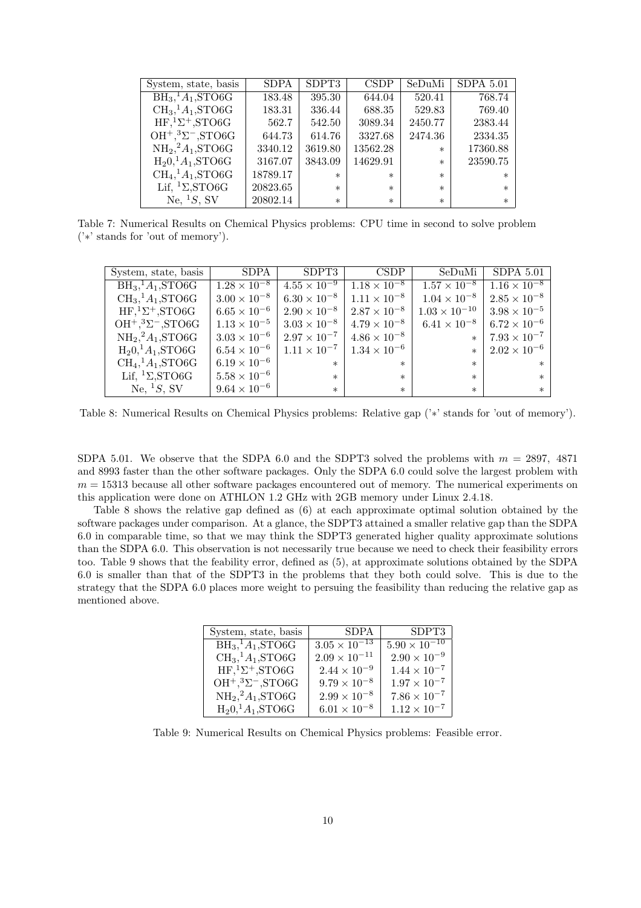| System, state, basis | SDPA | SDPT3 | CSDP | SeDuMi | SDPA 5.01 |
| --- | --- | --- | --- | --- | --- |
| $BH_3$,$^1A_1$,STO6G | 183.48 | 395.30 | 644.04 | 520.41 | 768.74 |
| $CH_3$,$^1A_1$,STO6G | 183.31 | 336.44 | 688.35 | 529.83 | 769.40 |
| HF,$^1\Sigma^+$,STO6G | 562.7 | 542.50 | 3089.34 | 2450.77 | 2383.44 |
| $OH^+$,$^3\Sigma^-$,STO6G | 644.73 | 614.76 | 3327.68 | 2474.36 | 2334.35 |
| $NH_2$,$^2A_1$,STO6G | 3340.12 | 3619.80 | 13562.28 | * | 17360.88 |
| $H_20$,$^1A_1$,STO6G | 3167.07 | 3843.09 | 14629.91 | * | 23590.75 |
| $CH_4$,$^1A_1$,STO6G | 18789.17 | * | * | * | * |
| Lif, $^1\Sigma$,STO6G | 20823.65 | * | * | * | * |
| Ne, $^1S$, SV | 20802.14 | * | * | * | * |

Table 7: Numerical Results on Chemical Physics problems: CPU time in second to solve problem ('*' stands for 'out of memory').

| System, state, basis | SDPA | SDPT3 | CSDP | SeDuMi | SDPA 5.01 |
| --- | --- | --- | --- | --- | --- |
| $BH_3$,$^1A_1$,STO6G | $1.28 \times 10^{-8}$ | $4.55 \times 10^{-9}$ | $1.18 \times 10^{-8}$ | $1.57 \times 10^{-8}$ | $1.16 \times 10^{-8}$ |
| $CH_3$,$^1A_1$,STO6G | $3.00 \times 10^{-8}$ | $6.30 \times 10^{-8}$ | $1.11 \times 10^{-8}$ | $1.04 \times 10^{-8}$ | $2.85 \times 10^{-8}$ |
| HF,$^1\Sigma^+$,STO6G | $6.65 \times 10^{-6}$ | $2.90 \times 10^{-8}$ | $2.87 \times 10^{-8}$ | $1.03 \times 10^{-10}$ | $3.98 \times 10^{-5}$ |
| $OH^+$,$^3\Sigma^-$,STO6G | $1.13 \times 10^{-5}$ | $3.03 \times 10^{-8}$ | $4.79 \times 10^{-8}$ | $6.41 \times 10^{-8}$ | $6.72 \times 10^{-6}$ |
| $NH_2$,$^2A_1$,STO6G | $3.03 \times 10^{-6}$ | $2.97 \times 10^{-7}$ | $4.86 \times 10^{-8}$ | * | $7.93 \times 10^{-7}$ |
| $H_20$,$^1A_1$,STO6G | $6.54 \times 10^{-6}$ | $1.11 \times 10^{-7}$ | $1.34 \times 10^{-6}$ | * | $2.02 \times 10^{-6}$ |
| $CH_4$,$^1A_1$,STO6G | $6.19 \times 10^{-6}$ | * | * | * | * |
| Lif, $^1\Sigma$,STO6G | $5.58 \times 10^{-6}$ | * | * | * | * |
| Ne, $^1S$, SV | $9.64 \times 10^{-6}$ | * | * | * | * |

Table 8: Numerical Results on Chemical Physics problems: Relative gap ('*' stands for 'out of memory').

SDPA 5.01. We observe that the SDPA 6.0 and the SDPT3 solved the problems with $m = 2897$, 4871 and 8993 faster than the other software packages. Only the SDPA 6.0 could solve the largest problem with $m = 15313$ because all other software packages encountered out of memory. The numerical experiments on this application were done on ATHLON 1.2 GHz with 2GB memory under Linux 2.4.18.

Table 8 shows the relative gap defined as (6) at each approximate optimal solution obtained by the software packages under comparison. At a glance, the SDPT3 attained a smaller relative gap than the SDPA 6.0 in comparable time, so that we may think the SDPT3 generated higher quality approximate solutions than the SDPA 6.0. This observation is not necessarily true because we need to check their feasibility errors too. Table 9 shows that the feability error, defined as (5), at approximate solutions obtained by the SDPA 6.0 is smaller than that of the SDPT3 in the problems that they both could solve. This is due to the strategy that the SDPA 6.0 places more weight to persuing the feasibility than reducing the relative gap as mentioned above.

| System, state, basis | SDPA | SDPT3 |
| --- | --- | --- |
| $BH_3$,$^1A_1$,STO6G | $3.05 \times 10^{-13}$ | $5.90 \times 10^{-10}$ |
| $CH_3$,$^1A_1$,STO6G | $2.09 \times 10^{-11}$ | $2.90 \times 10^{-9}$ |
| HF,$^1\Sigma^+$,STO6G | $2.44 \times 10^{-9}$ | $1.44 \times 10^{-7}$ |
| $OH^+$,$^3\Sigma^-$,STO6G | $9.79 \times 10^{-8}$ | $1.97 \times 10^{-7}$ |
| $NH_2$,$^2A_1$,STO6G | $2.99 \times 10^{-8}$ | $7.86 \times 10^{-7}$ |
| $H_20$,$^1A_1$,STO6G | $6.01 \times 10^{-8}$ | $1.12 \times 10^{-7}$ |

Table 9: Numerical Results on Chemical Physics problems: Feasible error.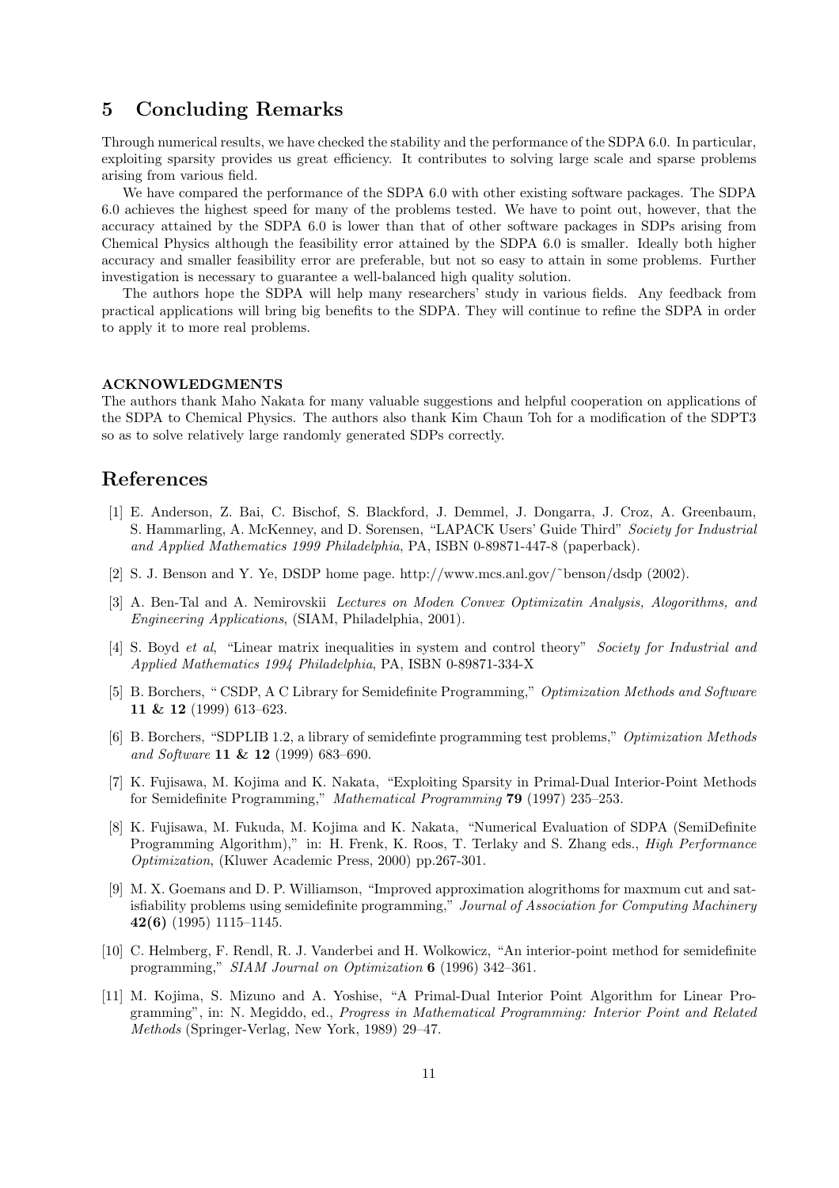## 5 Concluding Remarks

Through numerical results, we have checked the stability and the performance of the SDPA 6.0. In particular, exploiting sparsity provides us great efficiency. It contributes to solving large scale and sparse problems arising from various field.

We have compared the performance of the SDPA 6.0 with other existing software packages. The SDPA 6.0 achieves the highest speed for many of the problems tested. We have to point out, however, that the accuracy attained by the SDPA 6.0 is lower than that of other software packages in SDPs arising from Chemical Physics although the feasibility error attained by the SDPA 6.0 is smaller. Ideally both higher accuracy and smaller feasibility error are preferable, but not so easy to attain in some problems. Further investigation is necessary to guarantee a well-balanced high quality solution.

The authors hope the SDPA will help many researchers' study in various fields. Any feedback from practical applications will bring big benefits to the SDPA. They will continue to refine the SDPA in order to apply it to more real problems.

**ACKNOWLEDGMENTS**
The authors thank Maho Nakata for many valuable suggestions and helpful cooperation on applications of the SDPA to Chemical Physics. The authors also thank Kim Chaun Toh for a modification of the SDPT3 so as to solve relatively large randomly generated SDPs correctly.

## References

[1] E. Anderson, Z. Bai, C. Bischof, S. Blackford, J. Demmel, J. Dongarra, J. Croz, A. Greenbaum, S. Hammarling, A. McKenney, and D. Sorensen, "LAPACK Users' Guide Third" *Society for Industrial and Applied Mathematics 1999 Philadelphia*, PA, ISBN 0-89871-447-8 (paperback).

[2] S. J. Benson and Y. Ye, DSDP home page. http://www.mcs.anl.gov/~benson/dsdp (2002).

[3] A. Ben-Tal and A. Nemirovskii *Lectures on Moden Convex Optimizatin Analysis, Alogorithms, and Engineering Applications*, (SIAM, Philadelphia, 2001).

[4] S. Boyd *et al*, "Linear matrix inequalities in system and control theory" *Society for Industrial and Applied Mathematics 1994 Philadelphia*, PA, ISBN 0-89871-334-X

[5] B. Borchers, " CSDP, A C Library for Semidefinite Programming," *Optimization Methods and Software* **11 & 12** (1999) 613–623.

[6] B. Borchers, "SDPLIB 1.2, a library of semidefinte programming test problems," *Optimization Methods and Software* **11 & 12** (1999) 683–690.

[7] K. Fujisawa, M. Kojima and K. Nakata, "Exploiting Sparsity in Primal-Dual Interior-Point Methods for Semidefinite Programming," *Mathematical Programming* **79** (1997) 235–253.

[8] K. Fujisawa, M. Fukuda, M. Kojima and K. Nakata, "Numerical Evaluation of SDPA (SemiDefinite Programming Algorithm)," in: H. Frenk, K. Roos, T. Terlaky and S. Zhang eds., *High Performance Optimization*, (Kluwer Academic Press, 2000) pp.267-301.

[9] M. X. Goemans and D. P. Williamson, "Improved approximation alogrithoms for maxmum cut and satisfiability problems using semidefinite programming," *Journal of Association for Computing Machinery* **42(6)** (1995) 1115–1145.

[10] C. Helmberg, F. Rendl, R. J. Vanderbei and H. Wolkowicz, "An interior-point method for semidefinite programming," *SIAM Journal on Optimization* **6** (1996) 342–361.

[11] M. Kojima, S. Mizuno and A. Yoshise, "A Primal-Dual Interior Point Algorithm for Linear Programming", in: N. Megiddo, ed., *Progress in Mathematical Programming: Interior Point and Related Methods* (Springer-Verlag, New York, 1989) 29–47.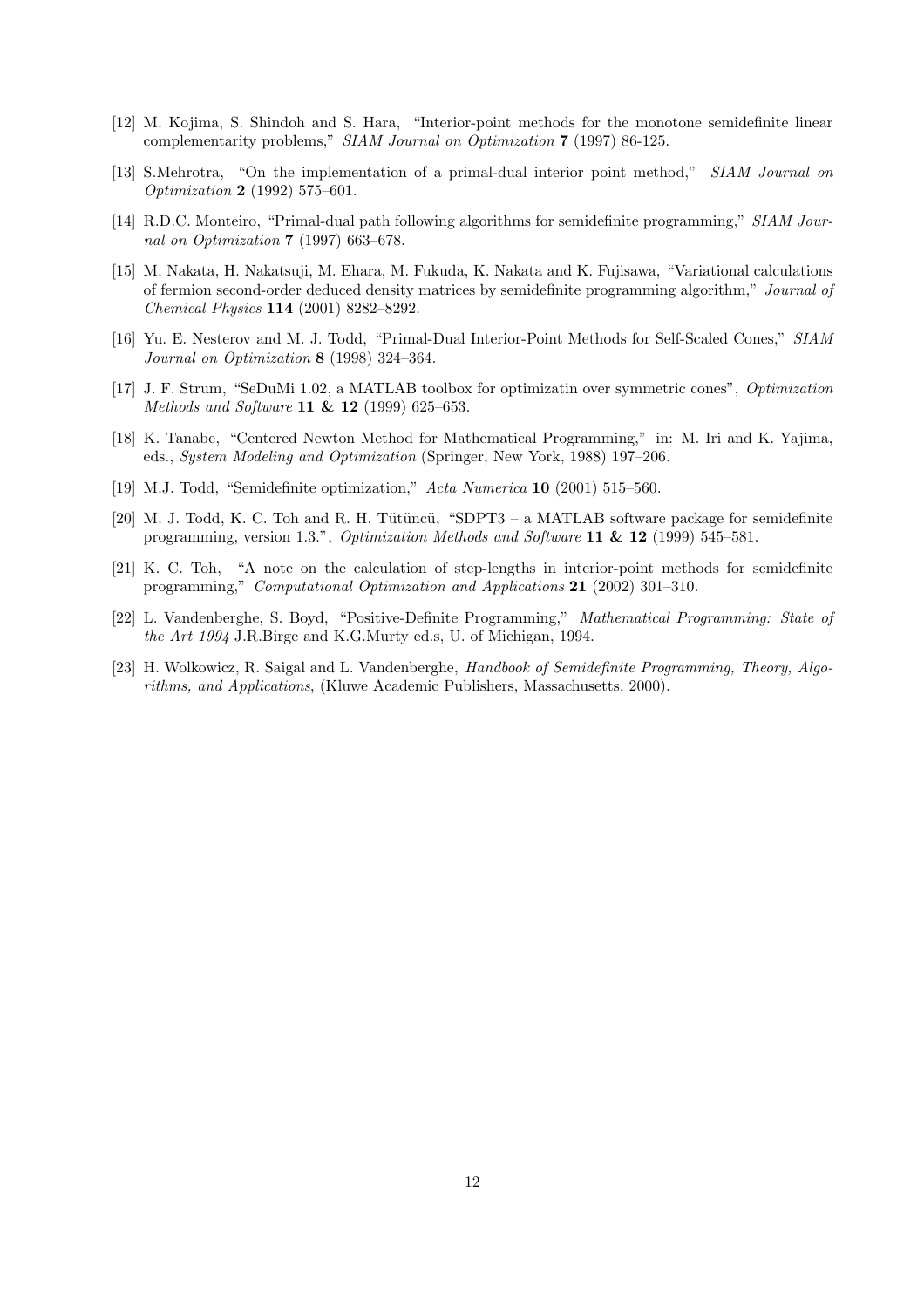[12] M. Kojima, S. Shindoh and S. Hara, "Interior-point methods for the monotone semidefinite linear complementarity problems," *SIAM Journal on Optimization* **7** (1997) 86-125.

[13] S.Mehrotra, "On the implementation of a primal-dual interior point method," *SIAM Journal on Optimization* **2** (1992) 575–601.

[14] R.D.C. Monteiro, "Primal-dual path following algorithms for semidefinite programming," *SIAM Journal on Optimization* **7** (1997) 663–678.

[15] M. Nakata, H. Nakatsuji, M. Ehara, M. Fukuda, K. Nakata and K. Fujisawa, "Variational calculations of fermion second-order deduced density matrices by semidefinite programming algorithm," *Journal of Chemical Physics* **114** (2001) 8282–8292.

[16] Yu. E. Nesterov and M. J. Todd, "Primal-Dual Interior-Point Methods for Self-Scaled Cones," *SIAM Journal on Optimization* **8** (1998) 324–364.

[17] J. F. Strum, "SeDuMi 1.02, a MATLAB toolbox for optimizatin over symmetric cones", *Optimization Methods and Software* **11 & 12** (1999) 625–653.

[18] K. Tanabe, "Centered Newton Method for Mathematical Programming," in: M. Iri and K. Yajima, eds., *System Modeling and Optimization* (Springer, New York, 1988) 197–206.

[19] M.J. Todd, "Semidefinite optimization," *Acta Numerica* **10** (2001) 515–560.

[20] M. J. Todd, K. C. Toh and R. H. Tütüncü, "SDPT3 – a MATLAB software package for semidefinite programming, version 1.3.", *Optimization Methods and Software* **11 & 12** (1999) 545–581.

[21] K. C. Toh, "A note on the calculation of step-lengths in interior-point methods for semidefinite programming," *Computational Optimization and Applications* **21** (2002) 301–310.

[22] L. Vandenberghe, S. Boyd, "Positive-Definite Programming," *Mathematical Programming: State of the Art 1994* J.R.Birge and K.G.Murty ed.s, U. of Michigan, 1994.

[23] H. Wolkowicz, R. Saigal and L. Vandenberghe, *Handbook of Semidefinite Programming, Theory, Algorithms, and Applications*, (Kluwe Academic Publishers, Massachusetts, 2000).